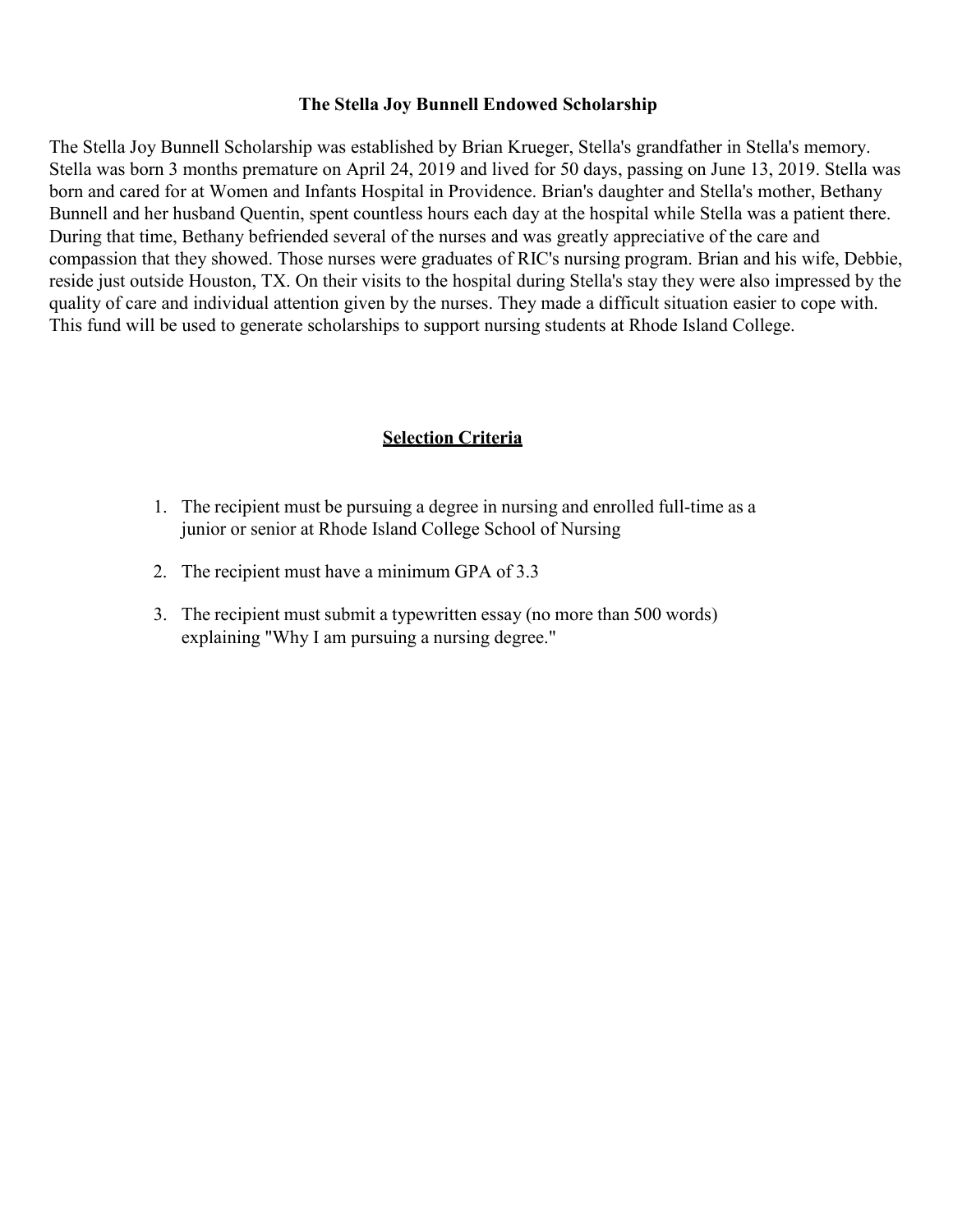# The Stella Joy Bunnell Endowed Scholarship

The Stella Joy Bunnell Scholarship was established by Brian Krueger, Stella's grandfather in Stella's memory. Stella was born 3 months premature on April 24, 2019 and lived for 50 days, passing on June 13, 2019. Stella was born and cared for at Women and Infants Hospital in Providence. Brian's daughter and Stella's mother, Bethany Bunnell and her husband Quentin, spent countless hours each day at the hospital while Stella was a patient there. During that time, Bethany befriended several of the nurses and was greatly appreciative of the care and compassion that they showed. Those nurses were graduates of RIC's nursing program. Brian and his wife, Debbie, reside just outside Houston, TX. On their visits to the hospital during Stella's stay they were also impressed by the quality of care and individual attention given by the nurses. They made a difficult situation easier to cope with. This fund will be used to generate scholarships to support nursing students at Rhode Island College.

## Selection Criteria

1. The recipient must be pursuing a degree in nursing and enrolled full-time as a junior or senior at Rhode Island College School of Nursing
2. The recipient must have a minimum GPA of 3.3
3. The recipient must submit a typewritten essay (no more than 500 words) explaining "Why I am pursuing a nursing degree."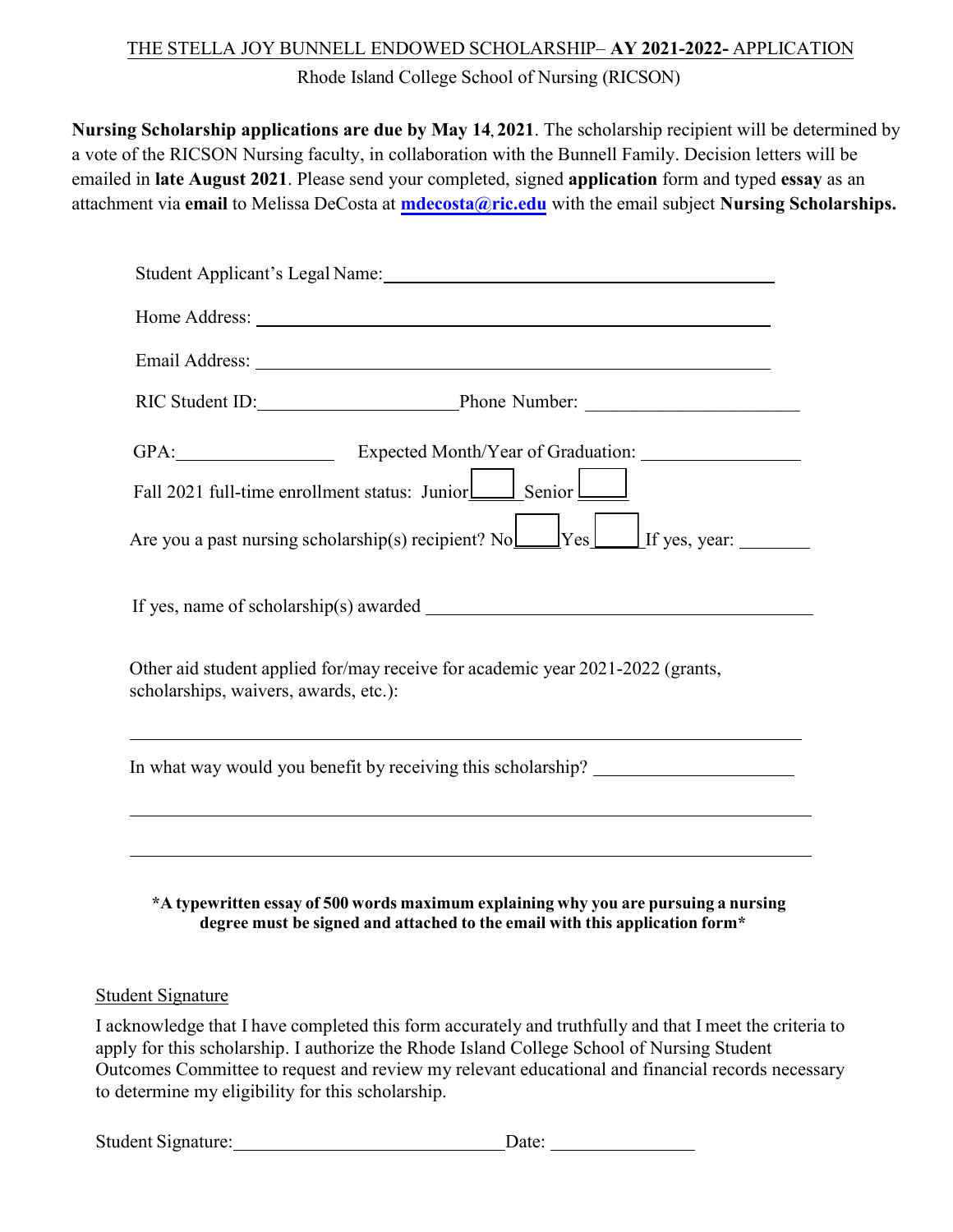THE STELLA JOY BUNNELL ENDOWED SCHOLARSHIP– **AY 2021-2022-** APPLICATION

Rhode Island College School of Nursing (RICSON)

**Nursing Scholarship applications are due by May 14, 2021**. The scholarship recipient will be determined by a vote of the RICSON Nursing faculty, in collaboration with the Bunnell Family. Decision letters will be emailed in **late August 2021**. Please send your completed, signed **application** form and typed **essay** as an attachment via **email** to Melissa DeCosta at **mdecosta@ric.edu** with the email subject **Nursing Scholarships.**

Student Applicant's Legal Name: ______________________________

Home Address: ______________________________

Email Address: ______________________________

RIC Student ID: ____________________ Phone Number: ____________________

GPA: ______________ Expected Month/Year of Graduation: ______________

Fall 2021 full-time enrollment status: Junior ☐ Senior ☐

Are you a past nursing scholarship(s) recipient? No ☐ Yes ☐ If yes, year: ________

If yes, name of scholarship(s) awarded ______________________________

Other aid student applied for/may receive for academic year 2021-2022 (grants, scholarships, waivers, awards, etc.):

______________________________

In what way would you benefit by receiving this scholarship? ____________________

______________________________

______________________________

**\*A typewritten essay of 500 words maximum explaining why you are pursuing a nursing degree must be signed and attached to the email with this application form\***

Student Signature

I acknowledge that I have completed this form accurately and truthfully and that I meet the criteria to apply for this scholarship. I authorize the Rhode Island College School of Nursing Student Outcomes Committee to request and review my relevant educational and financial records necessary to determine my eligibility for this scholarship.

Student Signature: ____________________ Date: ______________